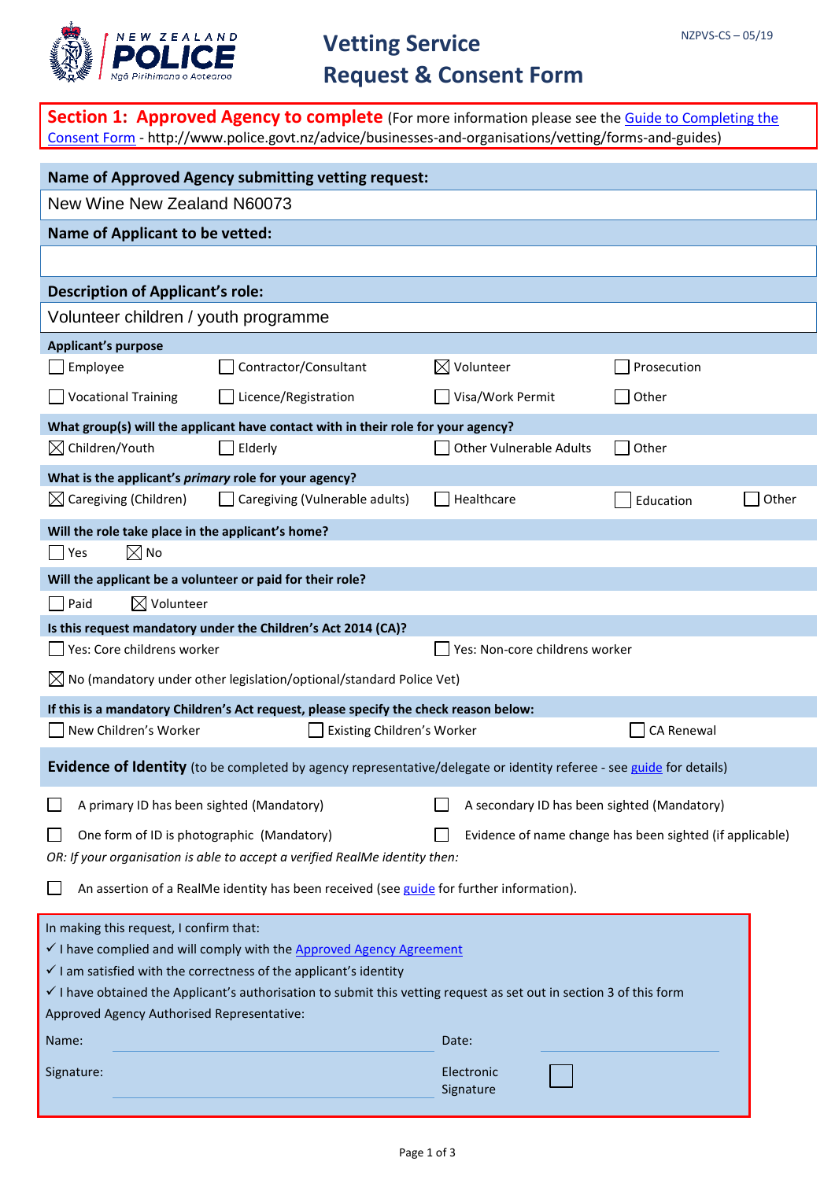NZPVS-CS – 05/19

# Vetting Service Request & Consent Form

## Section 1: Approved Agency to complete

(For more information please see the Guide to Completing the Consent Form - http://www.police.govt.nz/advice/businesses-and-organisations/vetting/forms-and-guides)

**Name of Approved Agency submitting vetting request:**

New Wine New Zealand N60073

**Name of Applicant to be vetted:**

**Description of Applicant's role:**

Volunteer children / youth programme

**Applicant's purpose**

- ☐ Employee
- ☐ Contractor/Consultant
- ☒ Volunteer
- ☐ Prosecution
- ☐ Vocational Training
- ☐ Licence/Registration
- ☐ Visa/Work Permit
- ☐ Other

**What group(s) will the applicant have contact with in their role for your agency?**

- ☒ Children/Youth
- ☐ Elderly
- ☐ Other Vulnerable Adults
- ☐ Other

**What is the applicant's *primary* role for your agency?**

- ☒ Caregiving (Children)
- ☐ Caregiving (Vulnerable adults)
- ☐ Healthcare
- ☐ Education
- ☐ Other

**Will the role take place in the applicant's home?**

- ☐ Yes
- ☒ No

**Will the applicant be a volunteer or paid for their role?**

- ☐ Paid
- ☒ Volunteer

**Is this request mandatory under the Children's Act 2014 (CA)?**

- ☐ Yes: Core childrens worker
- ☐ Yes: Non-core childrens worker
- ☒ No (mandatory under other legislation/optional/standard Police Vet)

**If this is a mandatory Children's Act request, please specify the check reason below:**

- ☐ New Children's Worker
- ☐ Existing Children's Worker
- ☐ CA Renewal

**Evidence of Identity** (to be completed by agency representative/delegate or identity referee - see guide for details)

- ☐ A primary ID has been sighted (Mandatory)
- ☐ A secondary ID has been sighted (Mandatory)
- ☐ One form of ID is photographic (Mandatory)
- ☐ Evidence of name change has been sighted (if applicable)

*OR: If your organisation is able to accept a verified RealMe identity then:*

- ☐ An assertion of a RealMe identity has been received (see guide for further information).

In making this request, I confirm that:

- ✓ I have complied and will comply with the Approved Agency Agreement
- ✓ I am satisfied with the correctness of the applicant's identity
- ✓ I have obtained the Applicant's authorisation to submit this vetting request as set out in section 3 of this form

Approved Agency Authorised Representative:

Name: ____________________ Date: ____________

Signature: ____________________ Electronic Signature ☐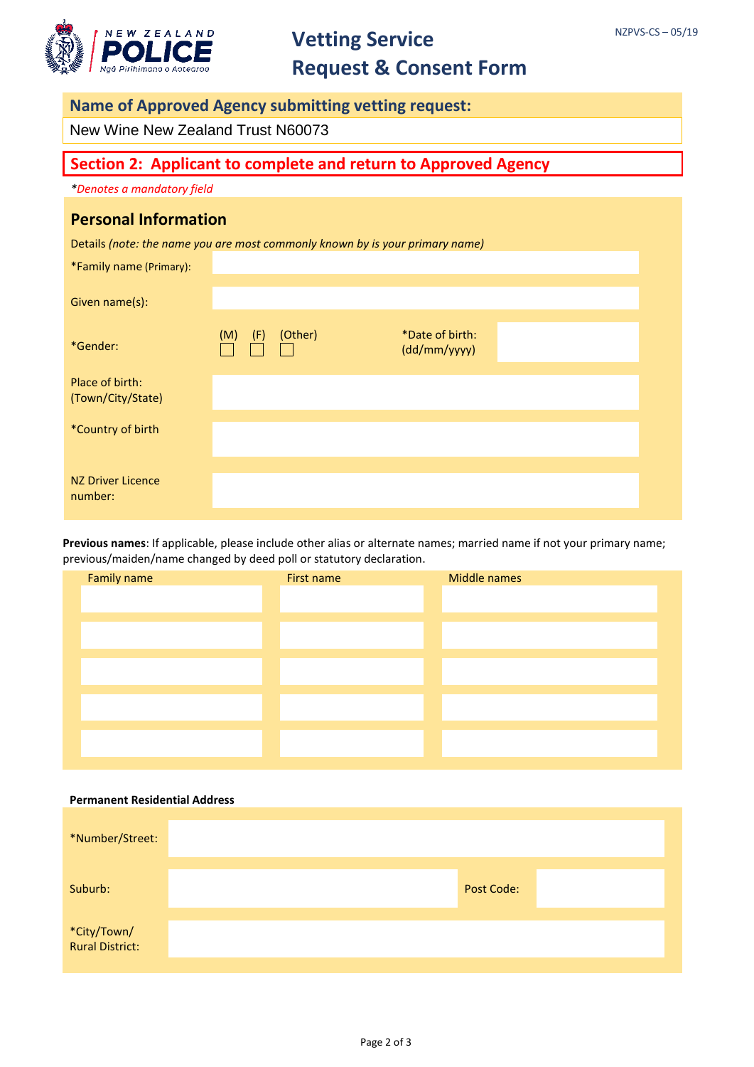# Vetting Service Request & Consent Form

NZPVS-CS – 05/19

## Name of Approved Agency submitting vetting request:

New Wine New Zealand Trust N60073

## Section 2: Applicant to complete and return to Approved Agency

*\*Denotes a mandatory field*

### Personal Information

Details *(note: the name you are most commonly known by is your primary name)*

| | |
|---|---|
| \*Family name (Primary): | |
| Given name(s): | |
| \*Gender: | (M) ☐ (F) ☐ (Other) ☐ |
| \*Date of birth: (dd/mm/yyyy) | |
| Place of birth: (Town/City/State) | |
| \*Country of birth | |
| NZ Driver Licence number: | |

**Previous names**: If applicable, please include other alias or alternate names; married name if not your primary name; previous/maiden/name changed by deed poll or statutory declaration.

| Family name | First name | Middle names |
|---|---|---|
| | | |
| | | |
| | | |
| | | |
| | | |

**Permanent Residential Address**

| | |
|---|---|
| \*Number/Street: | |
| Suburb: | |
| Post Code: | |
| \*City/Town/ Rural District: | |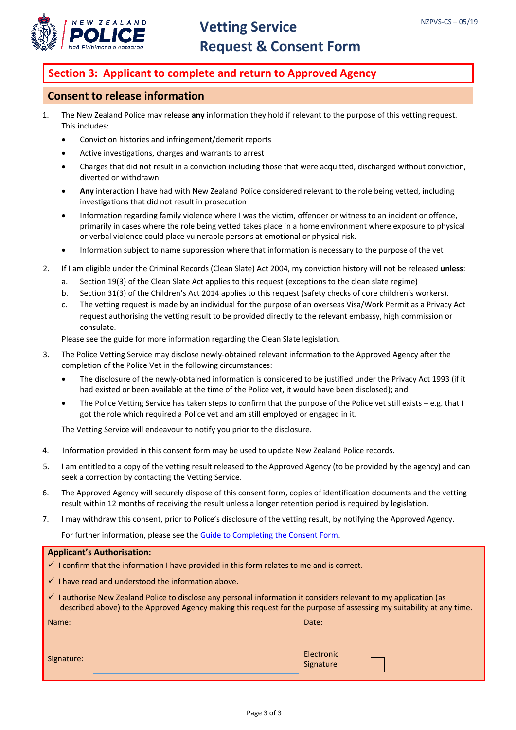# Vetting Service Request & Consent Form

NZPVS-CS – 05/19

## Section 3: Applicant to complete and return to Approved Agency

### Consent to release information

1. The New Zealand Police may release **any** information they hold if relevant to the purpose of this vetting request. This includes:
   - Conviction histories and infringement/demerit reports
   - Active investigations, charges and warrants to arrest
   - Charges that did not result in a conviction including those that were acquitted, discharged without conviction, diverted or withdrawn
   - **Any** interaction I have had with New Zealand Police considered relevant to the role being vetted, including investigations that did not result in prosecution
   - Information regarding family violence where I was the victim, offender or witness to an incident or offence, primarily in cases where the role being vetted takes place in a home environment where exposure to physical or verbal violence could place vulnerable persons at emotional or physical risk.
   - Information subject to name suppression where that information is necessary to the purpose of the vet

2. If I am eligible under the Criminal Records (Clean Slate) Act 2004, my conviction history will not be released **unless**:
   a. Section 19(3) of the Clean Slate Act applies to this request (exceptions to the clean slate regime)
   b. Section 31(3) of the Children's Act 2014 applies to this request (safety checks of core children's workers).
   c. The vetting request is made by an individual for the purpose of an overseas Visa/Work Permit as a Privacy Act request authorising the vetting result to be provided directly to the relevant embassy, high commission or consulate.

   Please see the guide for more information regarding the Clean Slate legislation.

3. The Police Vetting Service may disclose newly-obtained relevant information to the Approved Agency after the completion of the Police Vet in the following circumstances:
   - The disclosure of the newly-obtained information is considered to be justified under the Privacy Act 1993 (if it had existed or been available at the time of the Police vet, it would have been disclosed); and
   - The Police Vetting Service has taken steps to confirm that the purpose of the Police vet still exists – e.g. that I got the role which required a Police vet and am still employed or engaged in it.

   The Vetting Service will endeavour to notify you prior to the disclosure.

4. Information provided in this consent form may be used to update New Zealand Police records.

5. I am entitled to a copy of the vetting result released to the Approved Agency (to be provided by the agency) and can seek a correction by contacting the Vetting Service.

6. The Approved Agency will securely dispose of this consent form, copies of identification documents and the vetting result within 12 months of receiving the result unless a longer retention period is required by legislation.

7. I may withdraw this consent, prior to Police's disclosure of the vetting result, by notifying the Approved Agency.

   For further information, please see the Guide to Completing the Consent Form.

**Applicant's Authorisation:**

- ✓ I confirm that the information I have provided in this form relates to me and is correct.
- ✓ I have read and understood the information above.
- ✓ I authorise New Zealand Police to disclose any personal information it considers relevant to my application (as described above) to the Approved Agency making this request for the purpose of assessing my suitability at any time.

Name: ______________________ Date: ______________

Signature: ______________________ Electronic Signature ☐